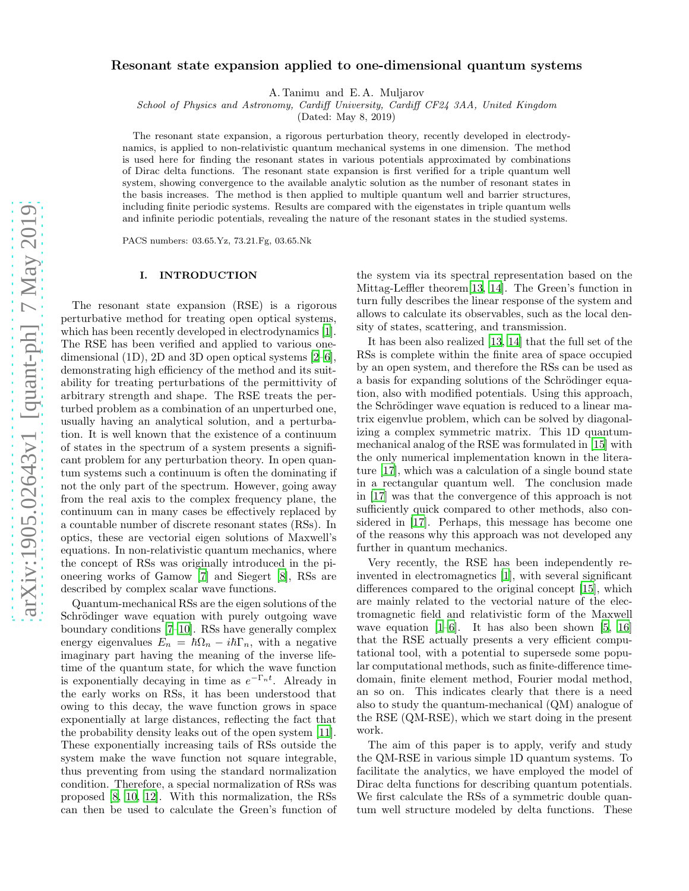# Resonant state expansion applied to one-dimensional quantum systems

A. Tanimu and E. A. Muljarov

*School of Physics and Astronomy, Cardiff University, Cardiff CF24 3AA, United Kingdom*

(Dated: May 8, 2019)

The resonant state expansion, a rigorous perturbation theory, recently developed in electrodynamics, is applied to non-relativistic quantum mechanical systems in one dimension. The method is used here for finding the resonant states in various potentials approximated by combinations of Dirac delta functions. The resonant state expansion is first verified for a triple quantum well system, showing convergence to the available analytic solution as the number of resonant states in the basis increases. The method is then applied to multiple quantum well and barrier structures, including finite periodic systems. Results are compared with the eigenstates in triple quantum wells and infinite periodic potentials, revealing the nature of the resonant states in the studied systems.

PACS numbers: 03.65.Yz, 73.21.Fg, 03.65.Nk

## I. INTRODUCTION

The resonant state expansion (RSE) is a rigorous perturbative method for treating open optical systems, which has been recently developed in electrodynamics [1]. The RSE has been verified and applied to various one-dimensional (1D), 2D and 3D open optical systems [2–6], demonstrating high efficiency of the method and its suitability for treating perturbations of the permittivity of arbitrary strength and shape. The RSE treats the perturbed problem as a combination of an unperturbed one, usually having an analytical solution, and a perturbation. It is well known that the existence of a continuum of states in the spectrum of a system presents a significant problem for any perturbation theory. In open quantum systems such a continuum is often the dominating if not the only part of the spectrum. However, going away from the real axis to the complex frequency plane, the continuum can in many cases be effectively replaced by a countable number of discrete resonant states (RSs). In optics, these are vectorial eigen solutions of Maxwell's equations. In non-relativistic quantum mechanics, where the concept of RSs was originally introduced in the pioneering works of Gamow [7] and Siegert [8], RSs are described by complex scalar wave functions.

Quantum-mechanical RSs are the eigen solutions of the Schrödinger wave equation with purely outgoing wave boundary conditions [7–10]. RSs have generally complex energy eigenvalues $E_n = \hbar\Omega_n - i\hbar\Gamma_n$, with a negative imaginary part having the meaning of the inverse lifetime of the quantum state, for which the wave function is exponentially decaying in time as $e^{-\Gamma_n t}$. Already in the early works on RSs, it has been understood that owing to this decay, the wave function grows in space exponentially at large distances, reflecting the fact that the probability density leaks out of the open system [11]. These exponentially increasing tails of RSs outside the system make the wave function not square integrable, thus preventing from using the standard normalization condition. Therefore, a special normalization of RSs was proposed [8, 10, 12]. With this normalization, the RSs can then be used to calculate the Green's function of the system via its spectral representation based on the Mittag-Leffler theorem[13, 14]. The Green's function in turn fully describes the linear response of the system and allows to calculate its observables, such as the local density of states, scattering, and transmission.

It has been also realized [13, 14] that the full set of the RSs is complete within the finite area of space occupied by an open system, and therefore the RSs can be used as a basis for expanding solutions of the Schrödinger equation, also with modified potentials. Using this approach, the Schrödinger wave equation is reduced to a linear matrix eigenvlue problem, which can be solved by diagonalizing a complex symmetric matrix. This 1D quantum-mechanical analog of the RSE was formulated in [15] with the only numerical implementation known in the literature [17], which was a calculation of a single bound state in a rectangular quantum well. The conclusion made in [17] was that the convergence of this approach is not sufficiently quick compared to other methods, also considered in [17]. Perhaps, this message has become one of the reasons why this approach was not developed any further in quantum mechanics.

Very recently, the RSE has been independently reinvented in electromagnetics [1], with several significant differences compared to the original concept [15], which are mainly related to the vectorial nature of the electromagnetic field and relativistic form of the Maxwell wave equation [1–6]. It has also been shown [5, 16] that the RSE actually presents a very efficient computational tool, with a potential to supersede some popular computational methods, such as finite-difference time-domain, finite element method, Fourier modal method, an so on. This indicates clearly that there is a need also to study the quantum-mechanical (QM) analogue of the RSE (QM-RSE), which we start doing in the present work.

The aim of this paper is to apply, verify and study the QM-RSE in various simple 1D quantum systems. To facilitate the analytics, we have employed the model of Dirac delta functions for describing quantum potentials. We first calculate the RSs of a symmetric double quantum well structure modeled by delta functions. These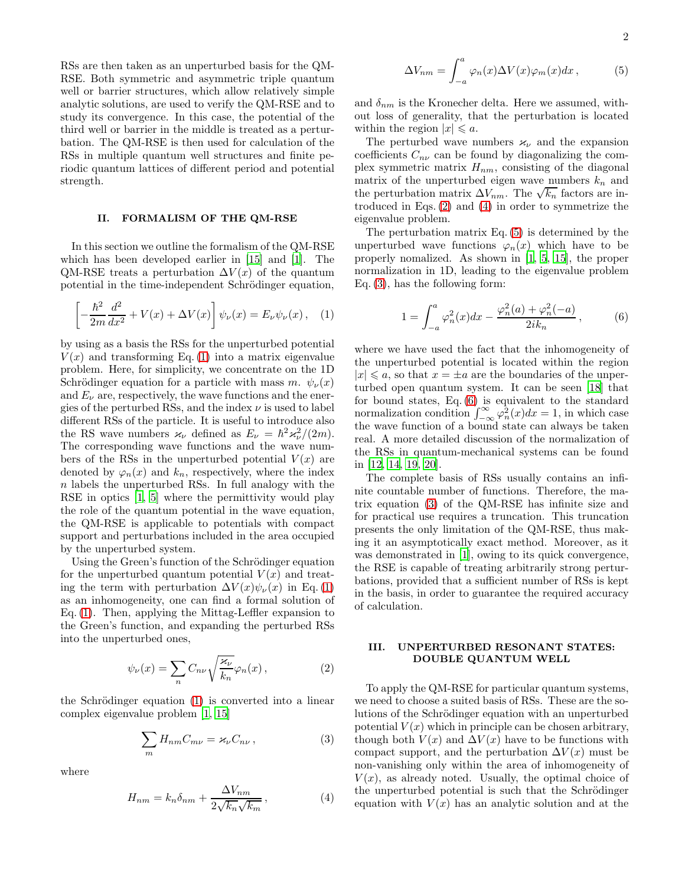RSs are then taken as an unperturbed basis for the QM-RSE. Both symmetric and asymmetric triple quantum well or barrier structures, which allow relatively simple analytic solutions, are used to verify the QM-RSE and to study its convergence. In this case, the potential of the third well or barrier in the middle is treated as a perturbation. The QM-RSE is then used for calculation of the RSs in multiple quantum well structures and finite periodic quantum lattices of different period and potential strength.

## II. FORMALISM OF THE QM-RSE

In this section we outline the formalism of the QM-RSE which has been developed earlier in [15] and [1]. The QM-RSE treats a perturbation $\Delta V(x)$ of the quantum potential in the time-independent Schrödinger equation,

$$\left[-\frac{\hbar^2}{2m}\frac{d^2}{dx^2} + V(x) + \Delta V(x)\right]\psi_\nu(x) = E_\nu \psi_\nu(x)\,, \quad (1)$$

by using as a basis the RSs for the unperturbed potential $V(x)$ and transforming Eq. (1) into a matrix eigenvalue problem. Here, for simplicity, we concentrate on the 1D Schrödinger equation for a particle with mass $m$. $\psi_\nu(x)$ and $E_\nu$ are, respectively, the wave functions and the energies of the perturbed RSs, and the index $\nu$ is used to label different RSs of the particle. It is useful to introduce also the RS wave numbers $\varkappa_\nu$ defined as $E_\nu = \hbar^2\varkappa_\nu^2/(2m)$. The corresponding wave functions and the wave numbers of the RSs in the unperturbed potential $V(x)$ are denoted by $\varphi_n(x)$ and $k_n$, respectively, where the index $n$ labels the unperturbed RSs. In full analogy with the RSE in optics [1, 5] where the permittivity would play the role of the quantum potential in the wave equation, the QM-RSE is applicable to potentials with compact support and perturbations included in the area occupied by the unperturbed system.

Using the Green's function of the Schrödinger equation for the unperturbed quantum potential $V(x)$ and treating the term with perturbation $\Delta V(x)\psi_\nu(x)$ in Eq. (1) as an inhomogeneity, one can find a formal solution of Eq. (1). Then, applying the Mittag-Leffler expansion to the Green's function, and expanding the perturbed RSs into the unperturbed ones,

$$\psi_\nu(x) = \sum_n C_{n\nu}\sqrt{\frac{\varkappa_\nu}{k_n}}\varphi_n(x)\,, \quad (2)$$

the Schrödinger equation (1) is converted into a linear complex eigenvalue problem [1, 15]

$$\sum_m H_{nm}C_{m\nu} = \varkappa_\nu C_{n\nu}\,, \quad (3)$$

where

$$H_{nm} = k_n\delta_{nm} + \frac{\Delta V_{nm}}{2\sqrt{k_n}\sqrt{k_m}}\,, \quad (4)$$

$$\Delta V_{nm} = \int_{-a}^{a}\varphi_n(x)\Delta V(x)\varphi_m(x)dx\,, \quad (5)$$

and $\delta_{nm}$ is the Kronecher delta. Here we assumed, without loss of generality, that the perturbation is located within the region $|x| \leqslant a$.

The perturbed wave numbers $\varkappa_\nu$ and the expansion coefficients $C_{n\nu}$ can be found by diagonalizing the complex symmetric matrix $H_{nm}$, consisting of the diagonal matrix of the unperturbed eigen wave numbers $k_n$ and the perturbation matrix $\Delta V_{nm}$. The $\sqrt{k_n}$ factors are introduced in Eqs. (2) and (4) in order to symmetrize the eigenvalue problem.

The perturbation matrix Eq. (5) is determined by the unperturbed wave functions $\varphi_n(x)$ which have to be properly nomalized. As shown in [1, 5, 15], the proper normalization in 1D, leading to the eigenvalue problem Eq. (3), has the following form:

$$1 = \int_{-a}^{a}\varphi_n^2(x)dx - \frac{\varphi_n^2(a)+\varphi_n^2(-a)}{2ik_n}\,, \quad (6)$$

where we have used the fact that the inhomogeneity of the unperturbed potential is located within the region $|x| \leqslant a$, so that $x = \pm a$ are the boundaries of the unperturbed open quantum system. It can be seen [18] that for bound states, Eq. (6) is equivalent to the standard normalization condition $\int_{-\infty}^{\infty}\varphi_n^2(x)dx = 1$, in which case the wave function of a bound state can always be taken real. A more detailed discussion of the normalization of the RSs in quantum-mechanical systems can be found in [12, 14, 19, 20].

The complete basis of RSs usually contains an infinite countable number of functions. Therefore, the matrix equation (3) of the QM-RSE has infinite size and for practical use requires a truncation. This truncation presents the only limitation of the QM-RSE, thus making it an asymptotically exact method. Moreover, as it was demonstrated in [1], owing to its quick convergence, the RSE is capable of treating arbitrarily strong perturbations, provided that a sufficient number of RSs is kept in the basis, in order to guarantee the required accuracy of calculation.

## III. UNPERTURBED RESONANT STATES: DOUBLE QUANTUM WELL

To apply the QM-RSE for particular quantum systems, we need to choose a suited basis of RSs. These are the solutions of the Schrödinger equation with an unperturbed potential $V(x)$ which in principle can be chosen arbitrary, though both $V(x)$ and $\Delta V(x)$ have to be functions with compact support, and the perturbation $\Delta V(x)$ must be non-vanishing only within the area of inhomogeneity of $V(x)$, as already noted. Usually, the optimal choice of the unperturbed potential is such that the Schrödinger equation with $V(x)$ has an analytic solution and at the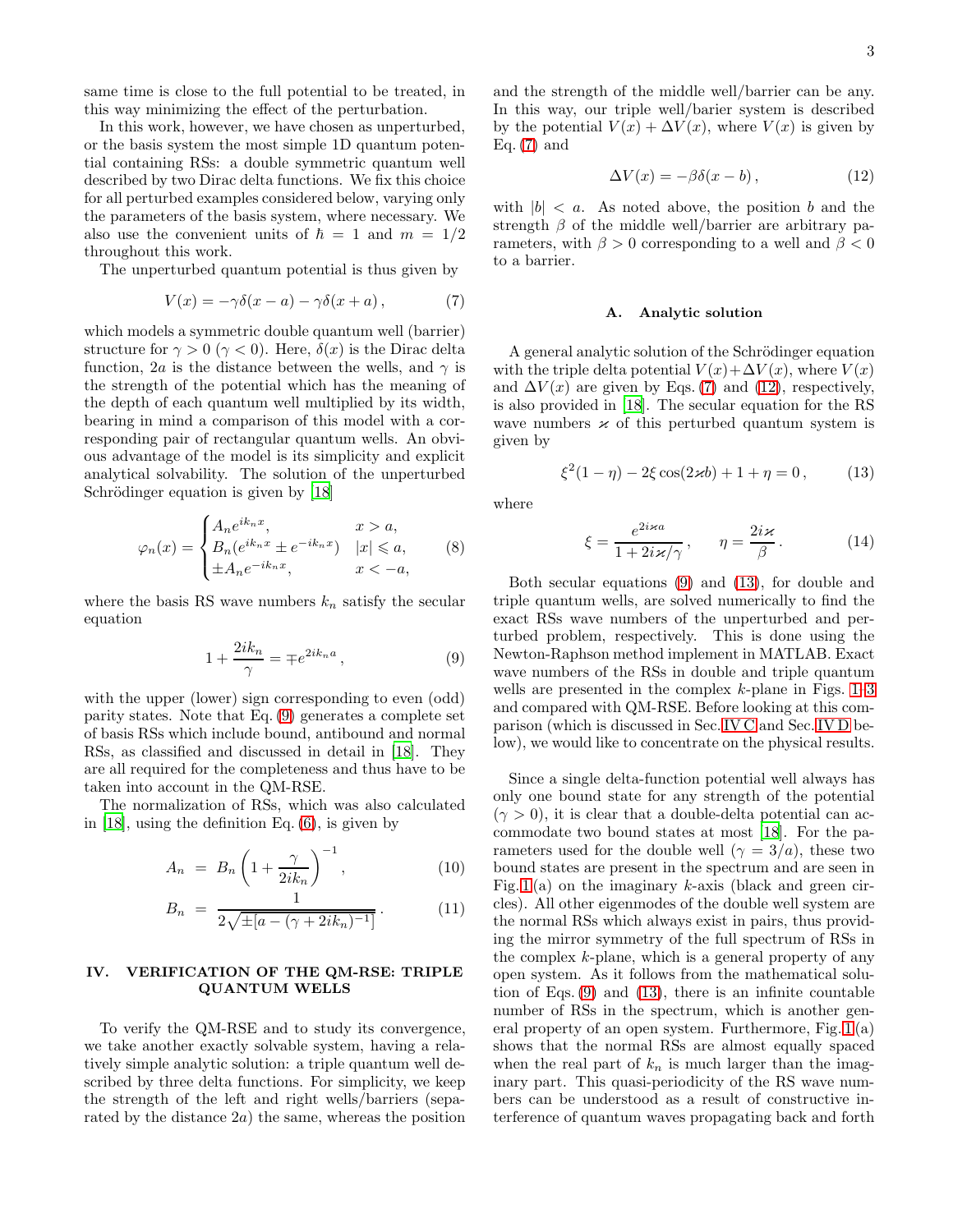same time is close to the full potential to be treated, in this way minimizing the effect of the perturbation.

In this work, however, we have chosen as unperturbed, or the basis system the most simple 1D quantum potential containing RSs: a double symmetric quantum well described by two Dirac delta functions. We fix this choice for all perturbed examples considered below, varying only the parameters of the basis system, where necessary. We also use the convenient units of $\hbar = 1$ and $m = 1/2$ throughout this work.

The unperturbed quantum potential is thus given by

$$V(x) = -\gamma\delta(x-a) - \gamma\delta(x+a)\,, \tag{7}$$

which models a symmetric double quantum well (barrier) structure for $\gamma > 0$ ($\gamma < 0$). Here, $\delta(x)$ is the Dirac delta function, $2a$ is the distance between the wells, and $\gamma$ is the strength of the potential which has the meaning of the depth of each quantum well multiplied by its width, bearing in mind a comparison of this model with a corresponding pair of rectangular quantum wells. An obvious advantage of the model is its simplicity and explicit analytical solvability. The solution of the unperturbed Schrödinger equation is given by [18]

$$\varphi_n(x) = \begin{cases} A_n e^{ik_n x}, & x > a, \\ B_n(e^{ik_n x} \pm e^{-ik_n x}) & |x| \leqslant a, \\ \pm A_n e^{-ik_n x}, & x < -a, \end{cases} \tag{8}$$

where the basis RS wave numbers $k_n$ satisfy the secular equation

$$1 + \frac{2ik_n}{\gamma} = \mp e^{2ik_n a}\,, \tag{9}$$

with the upper (lower) sign corresponding to even (odd) parity states. Note that Eq. (9) generates a complete set of basis RSs which include bound, antibound and normal RSs, as classified and discussed in detail in [18]. They are all required for the completeness and thus have to be taken into account in the QM-RSE.

The normalization of RSs, which was also calculated in [18], using the definition Eq. (6), is given by

$$A_n = B_n \left(1 + \frac{\gamma}{2ik_n}\right)^{-1}, \tag{10}$$

$$B_n = \frac{1}{2\sqrt{\pm[a - (\gamma + 2ik_n)^{-1}]}}\,. \tag{11}$$

## IV. VERIFICATION OF THE QM-RSE: TRIPLE QUANTUM WELLS

To verify the QM-RSE and to study its convergence, we take another exactly solvable system, having a relatively simple analytic solution: a triple quantum well described by three delta functions. For simplicity, we keep the strength of the left and right wells/barriers (separated by the distance $2a$) the same, whereas the position and the strength of the middle well/barrier can be any. In this way, our triple well/barier system is described by the potential $V(x) + \Delta V(x)$, where $V(x)$ is given by Eq. (7) and

$$\Delta V(x) = -\beta\delta(x-b)\,, \tag{12}$$

with $|b| < a$. As noted above, the position $b$ and the strength $\beta$ of the middle well/barrier are arbitrary parameters, with $\beta > 0$ corresponding to a well and $\beta < 0$ to a barrier.

### A. Analytic solution

A general analytic solution of the Schrödinger equation with the triple delta potential $V(x)+\Delta V(x)$, where $V(x)$ and $\Delta V(x)$ are given by Eqs. (7) and (12), respectively, is also provided in [18]. The secular equation for the RS wave numbers $\varkappa$ of this perturbed quantum system is given by

$$\xi^2(1-\eta) - 2\xi\cos(2\varkappa b) + 1 + \eta = 0\,, \tag{13}$$

where

$$\xi = \frac{e^{2i\varkappa a}}{1 + 2i\varkappa/\gamma}\,, \qquad \eta = \frac{2i\varkappa}{\beta}\,. \tag{14}$$

Both secular equations (9) and (13), for double and triple quantum wells, are solved numerically to find the exact RSs wave numbers of the unperturbed and perturbed problem, respectively. This is done using the Newton-Raphson method implement in MATLAB. Exact wave numbers of the RSs in double and triple quantum wells are presented in the complex $k$-plane in Figs. 1–3 and compared with QM-RSE. Before looking at this comparison (which is discussed in Sec. IV C and Sec. IV D below), we would like to concentrate on the physical results.

Since a single delta-function potential well always has only one bound state for any strength of the potential ($\gamma > 0$), it is clear that a double-delta potential can accommodate two bound states at most [18]. For the parameters used for the double well ($\gamma = 3/a$), these two bound states are present in the spectrum and are seen in Fig. 1(a) on the imaginary $k$-axis (black and green circles). All other eigenmodes of the double well system are the normal RSs which always exist in pairs, thus providing the mirror symmetry of the full spectrum of RSs in the complex $k$-plane, which is a general property of any open system. As it follows from the mathematical solution of Eqs. (9) and (13), there is an infinite countable number of RSs in the spectrum, which is another general property of an open system. Furthermore, Fig. 1(a) shows that the normal RSs are almost equally spaced when the real part of $k_n$ is much larger than the imaginary part. This quasi-periodicity of the RS wave numbers can be understood as a result of constructive interference of quantum waves propagating back and forth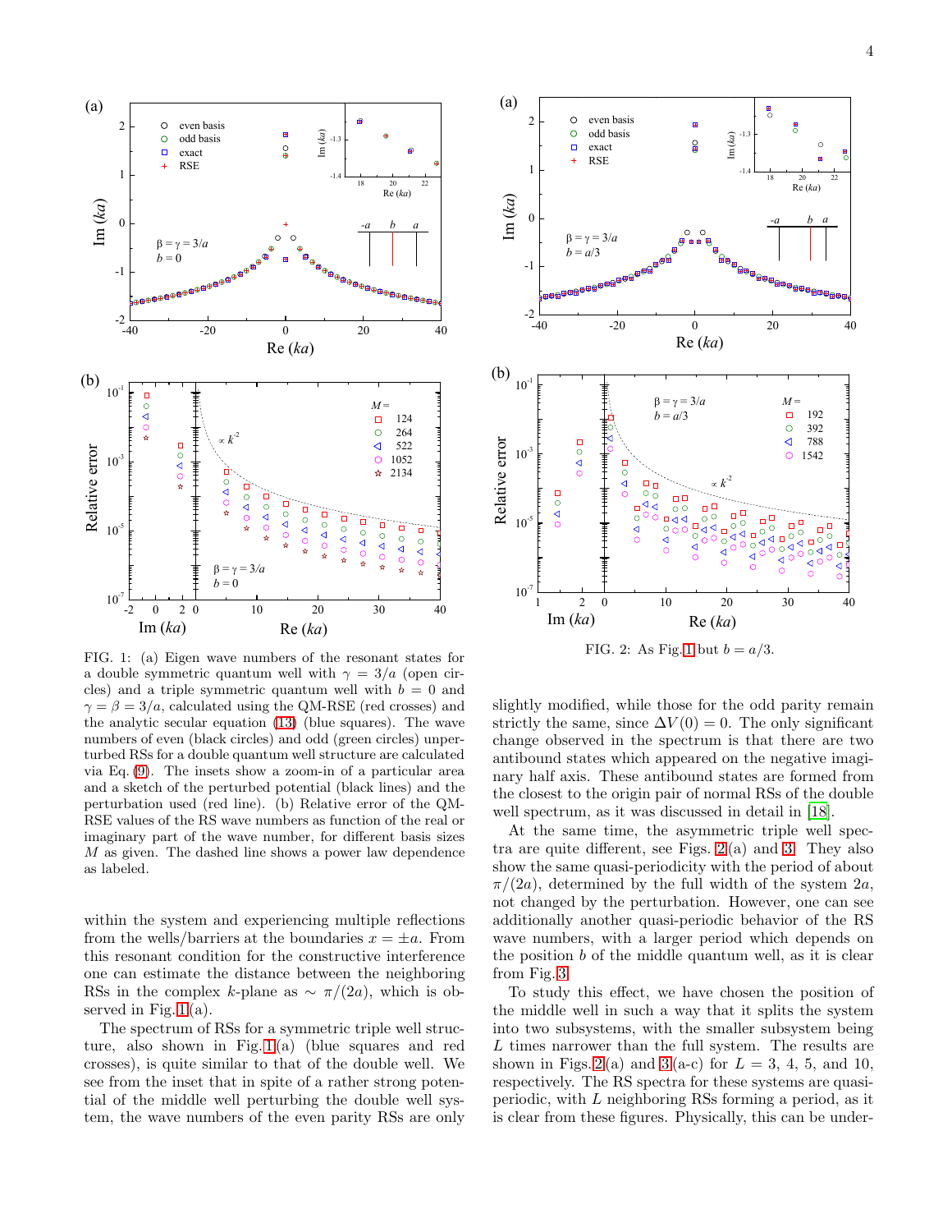(a)

Im (*ka*)

Re (*ka*)

-40 -20 0 20 40

-2 -1 0 1 2

even basis
odd basis
exact
RSE

$\beta = \gamma = 3/a$
$b = 0$

-a b a

Im (*ka*)
Re (*ka*)
18 20 22
-1.3
-1.4

(b)

Relative error

Im (*ka*)
-2 0 2

Re (*ka*)
0 10 20 30 40

$10^{-1}$
$10^{-3}$
$10^{-5}$
$10^{-7}$

$\propto k^{-2}$

$M=$
124
264
522
1052
2134

$\beta = \gamma = 3/a$
$b = 0$

FIG. 1: (a) Eigen wave numbers of the resonant states for a double symmetric quantum well with $\gamma = 3/a$ (open circles) and a triple symmetric quantum well with $b = 0$ and $\gamma = \beta = 3/a$, calculated using the QM-RSE (red crosses) and the analytic secular equation (13) (blue squares). The wave numbers of even (black circles) and odd (green circles) unperturbed RSs for a double quantum well structure are calculated via Eq. (9). The insets show a zoom-in of a particular area and a sketch of the perturbed potential (black lines) and the perturbation used (red line). (b) Relative error of the QM-RSE values of the RS wave numbers as function of the real or imaginary part of the wave number, for different basis sizes $M$ as given. The dashed line shows a power law dependence as labeled.

within the system and experiencing multiple reflections from the wells/barriers at the boundaries $x = \pm a$. From this resonant condition for the constructive interference one can estimate the distance between the neighboring RSs in the complex $k$-plane as $\sim \pi/(2a)$, which is observed in Fig. 1(a).

The spectrum of RSs for a symmetric triple well structure, also shown in Fig. 1(a) (blue squares and red crosses), is quite similar to that of the double well. We see from the inset that in spite of a rather strong potential of the middle well perturbing the double well system, the wave numbers of the even parity RSs are only slightly modified, while those for the odd parity remain strictly the same, since $\Delta V(0) = 0$. The only significant change observed in the spectrum is that there are two antibound states which appeared on the negative imaginary half axis. These antibound states are formed from the closest to the origin pair of normal RSs of the double well spectrum, as it was discussed in detail in [18].

(a)

Im (*ka*)

Re (*ka*)

-40 -20 0 20 40

-2 -1 0 1 2

even basis
odd basis
exact
RSE

$\beta = \gamma = 3/a$
$b = a/3$

-a b a

Im (*ka*)
Re (*ka*)
18 20 22
-1.3
-1.4

(b)

Relative error

Im (*ka*)
1 2

Re (*ka*)
0 10 20 30 40

$10^{-1}$
$10^{-3}$
$10^{-5}$
$10^{-7}$

$\beta = \gamma = 3/a$
$b = a/3$

$\propto k^{-2}$

$M=$
192
392
788
1542

FIG. 2: As Fig. 1 but $b = a/3$.

At the same time, the asymmetric triple well spectra are quite different, see Figs. 2(a) and 3. They also show the same quasi-periodicity with the period of about $\pi/(2a)$, determined by the full width of the system $2a$, not changed by the perturbation. However, one can see additionally another quasi-periodic behavior of the RS wave numbers, with a larger period which depends on the position $b$ of the middle quantum well, as it is clear from Fig. 3.

To study this effect, we have chosen the position of the middle well in such a way that it splits the system into two subsystems, with the smaller subsystem being $L$ times narrower than the full system. The results are shown in Figs. 2(a) and 3(a-c) for $L = 3$, 4, 5, and 10, respectively. The RS spectra for these systems are quasi-periodic, with $L$ neighboring RSs forming a period, as it is clear from these figures. Physically, this can be under-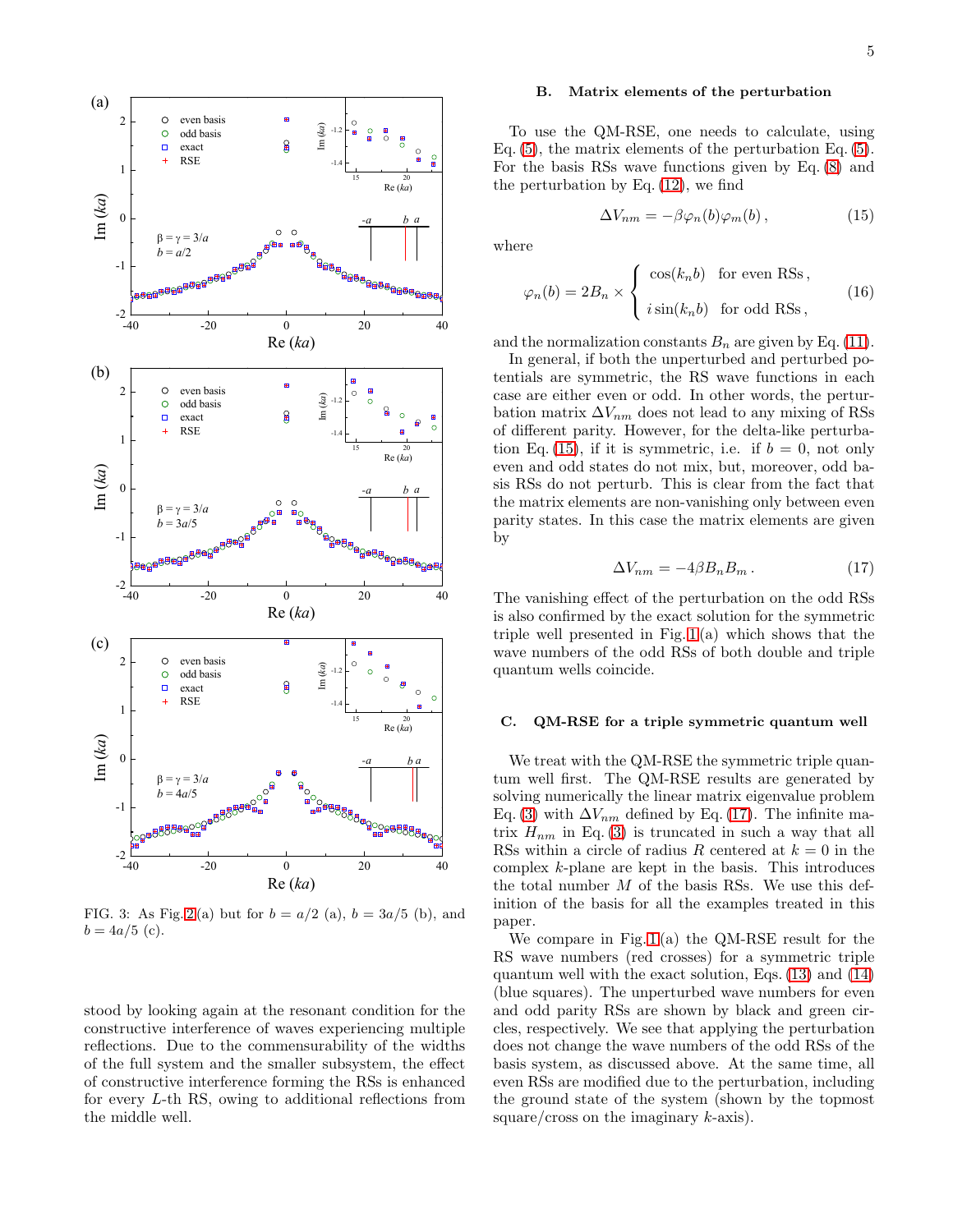(a)

even basis
odd basis
exact
RSE

Im (ka)
Re (ka)

β = γ = 3/a
b = a/2

-a  b  a

(b)

even basis
odd basis
exact
RSE

β = γ = 3/a
b = 3a/5

(c)

even basis
odd basis
exact
RSE

β = γ = 3/a
b = 4a/5

FIG. 3: As Fig. 2(a) but for $b = a/2$ (a), $b = 3a/5$ (b), and $b = 4a/5$ (c).

stood by looking again at the resonant condition for the constructive interference of waves experiencing multiple reflections. Due to the commensurability of the widths of the full system and the smaller subsystem, the effect of constructive interference forming the RSs is enhanced for every $L$-th RS, owing to additional reflections from the middle well.

### B. Matrix elements of the perturbation

To use the QM-RSE, one needs to calculate, using Eq. (5), the matrix elements of the perturbation Eq. (5). For the basis RSs wave functions given by Eq. (8) and the perturbation by Eq. (12), we find

$$\Delta V_{nm} = -\beta \varphi_n(b)\varphi_m(b)\,, \tag{15}$$

where

$$\varphi_n(b) = 2B_n \times \begin{cases} \cos(k_n b) & \text{for even RSs}\,, \\ i\sin(k_n b) & \text{for odd RSs}\,, \end{cases} \tag{16}$$

and the normalization constants $B_n$ are given by Eq. (11).

In general, if both the unperturbed and perturbed potentials are symmetric, the RS wave functions in each case are either even or odd. In other words, the perturbation matrix $\Delta V_{nm}$ does not lead to any mixing of RSs of different parity. However, for the delta-like perturbation Eq. (15), if it is symmetric, i.e. if $b = 0$, not only even and odd states do not mix, but, moreover, odd basis RSs do not perturb. This is clear from the fact that the matrix elements are non-vanishing only between even parity states. In this case the matrix elements are given by

$$\Delta V_{nm} = -4\beta B_n B_m\,. \tag{17}$$

The vanishing effect of the perturbation on the odd RSs is also confirmed by the exact solution for the symmetric triple well presented in Fig. 1(a) which shows that the wave numbers of the odd RSs of both double and triple quantum wells coincide.

### C. QM-RSE for a triple symmetric quantum well

We treat with the QM-RSE the symmetric triple quantum well first. The QM-RSE results are generated by solving numerically the linear matrix eigenvalue problem Eq. (3) with $\Delta V_{nm}$ defined by Eq. (17). The infinite matrix $H_{nm}$ in Eq. (3) is truncated in such a way that all RSs within a circle of radius $R$ centered at $k = 0$ in the complex $k$-plane are kept in the basis. This introduces the total number $M$ of the basis RSs. We use this definition of the basis for all the examples treated in this paper.

We compare in Fig. 1(a) the QM-RSE result for the RS wave numbers (red crosses) for a symmetric triple quantum well with the exact solution, Eqs. (13) and (14) (blue squares). The unperturbed wave numbers for even and odd parity RSs are shown by black and green circles, respectively. We see that applying the perturbation does not change the wave numbers of the odd RSs of the basis system, as discussed above. At the same time, all even RSs are modified due to the perturbation, including the ground state of the system (shown by the topmost square/cross on the imaginary $k$-axis).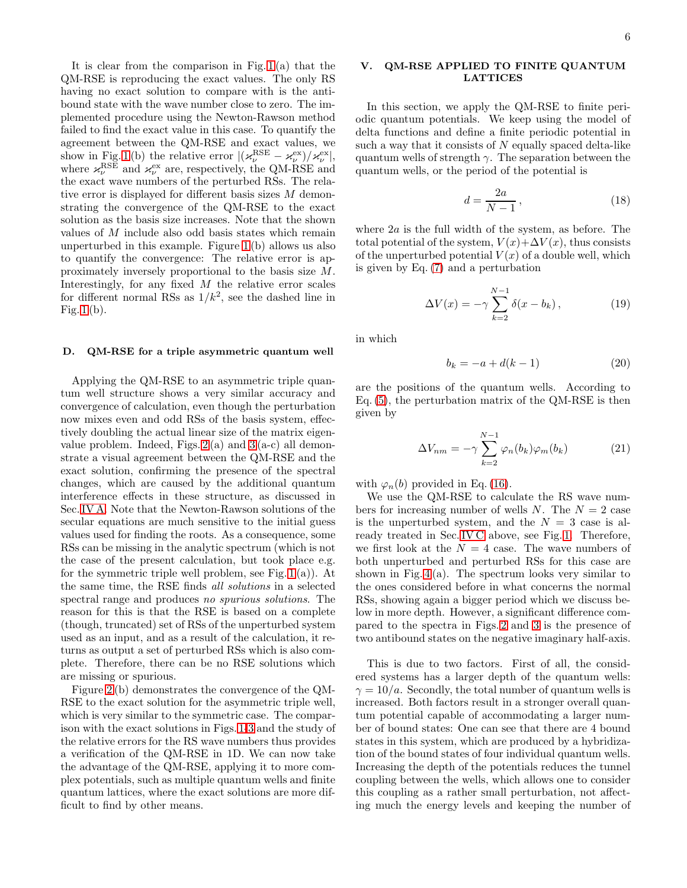It is clear from the comparison in Fig. 1(a) that the QM-RSE is reproducing the exact values. The only RS having no exact solution to compare with is the anti-bound state with the wave number close to zero. The implemented procedure using the Newton-Rawson method failed to find the exact value in this case. To quantify the agreement between the QM-RSE and exact values, we show in Fig. 1(b) the relative error $|(\varkappa_\nu^{\rm RSE} - \varkappa_\nu^{\rm ex})/\varkappa_\nu^{\rm ex}|$, where $\varkappa_\nu^{\rm RSE}$ and $\varkappa_\nu^{\rm ex}$ are, respectively, the QM-RSE and the exact wave numbers of the perturbed RSs. The relative error is displayed for different basis sizes $M$ demonstrating the convergence of the QM-RSE to the exact solution as the basis size increases. Note that the shown values of $M$ include also odd basis states which remain unperturbed in this example. Figure 1(b) allows us also to quantify the convergence: The relative error is approximately inversely proportional to the basis size $M$. Interestingly, for any fixed $M$ the relative error scales for different normal RSs as $1/k^2$, see the dashed line in Fig. 1(b).

### D. QM-RSE for a triple asymmetric quantum well

Applying the QM-RSE to an asymmetric triple quantum well structure shows a very similar accuracy and convergence of calculation, even though the perturbation now mixes even and odd RSs of the basis system, effectively doubling the actual linear size of the matrix eigenvalue problem. Indeed, Figs. 2(a) and 3(a-c) all demonstrate a visual agreement between the QM-RSE and the exact solution, confirming the presence of the spectral changes, which are caused by the additional quantum interference effects in these structure, as discussed in Sec. IV A. Note that the Newton-Rawson solutions of the secular equations are much sensitive to the initial guess values used for finding the roots. As a consequence, some RSs can be missing in the analytic spectrum (which is not the case of the present calculation, but took place e.g. for the symmetric triple well problem, see Fig. 1(a)). At the same time, the RSE finds *all solutions* in a selected spectral range and produces *no spurious solutions*. The reason for this is that the RSE is based on a complete (though, truncated) set of RSs of the unperturbed system used as an input, and as a result of the calculation, it returns as output a set of perturbed RSs which is also complete. Therefore, there can be no RSE solutions which are missing or spurious.

Figure 2(b) demonstrates the convergence of the QM-RSE to the exact solution for the asymmetric triple well, which is very similar to the symmetric case. The comparison with the exact solutions in Figs. 1-3 and the study of the relative errors for the RS wave numbers thus provides a verification of the QM-RSE in 1D. We can now take the advantage of the QM-RSE, applying it to more complex potentials, such as multiple quantum wells and finite quantum lattices, where the exact solutions are more difficult to find by other means.

## V. QM-RSE APPLIED TO FINITE QUANTUM LATTICES

In this section, we apply the QM-RSE to finite periodic quantum potentials. We keep using the model of delta functions and define a finite periodic potential in such a way that it consists of $N$ equally spaced delta-like quantum wells of strength $\gamma$. The separation between the quantum wells, or the period of the potential is

$$d = \frac{2a}{N-1}\,, \tag{18}$$

where $2a$ is the full width of the system, as before. The total potential of the system, $V(x)+\Delta V(x)$, thus consists of the unperturbed potential $V(x)$ of a double well, which is given by Eq. (7) and a perturbation

$$\Delta V(x) = -\gamma \sum_{k=2}^{N-1} \delta(x - b_k)\,, \tag{19}$$

in which

$$b_k = -a + d(k-1) \tag{20}$$

are the positions of the quantum wells. According to Eq. (5), the perturbation matrix of the QM-RSE is then given by

$$\Delta V_{nm} = -\gamma \sum_{k=2}^{N-1} \varphi_n(b_k)\varphi_m(b_k) \tag{21}$$

with $\varphi_n(b)$ provided in Eq. (16).

We use the QM-RSE to calculate the RS wave numbers for increasing number of wells $N$. The $N = 2$ case is the unperturbed system, and the $N = 3$ case is already treated in Sec. IV C above, see Fig. 1. Therefore, we first look at the $N = 4$ case. The wave numbers of both unperturbed and perturbed RSs for this case are shown in Fig. 4(a). The spectrum looks very similar to the ones considered before in what concerns the normal RSs, showing again a bigger period which we discuss below in more depth. However, a significant difference compared to the spectra in Figs. 2 and 3 is the presence of two antibound states on the negative imaginary half-axis.

This is due to two factors. First of all, the considered systems has a larger depth of the quantum wells: $\gamma = 10/a$. Secondly, the total number of quantum wells is increased. Both factors result in a stronger overall quantum potential capable of accommodating a larger number of bound states: One can see that there are 4 bound states in this system, which are produced by a hybridization of the bound states of four individual quantum wells. Increasing the depth of the potentials reduces the tunnel coupling between the wells, which allows one to consider this coupling as a rather small perturbation, not affecting much the energy levels and keeping the number of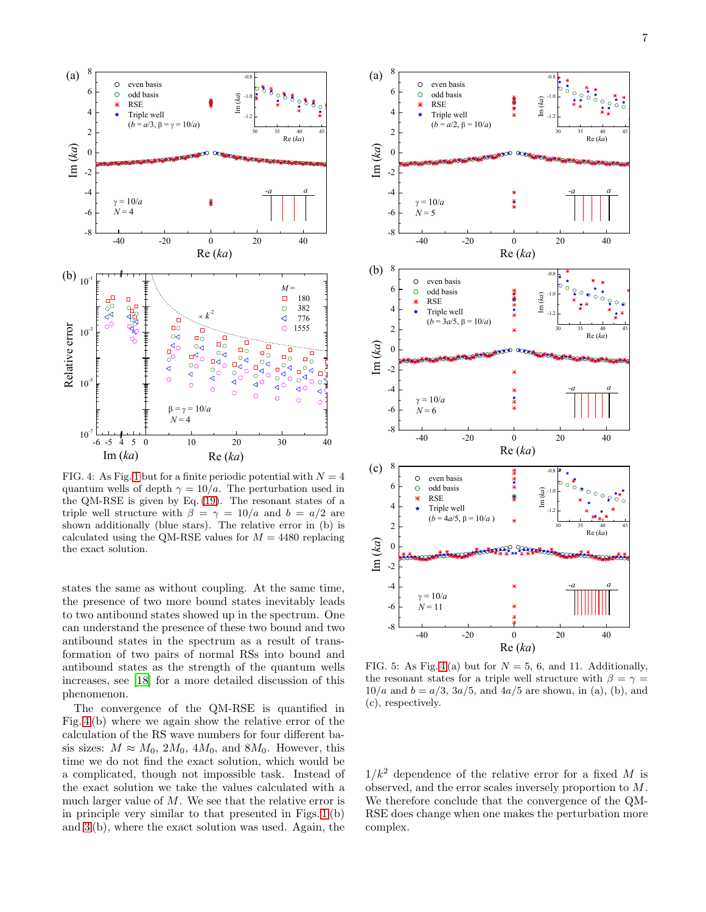(a)

Im (ka)

Re (ka)

even basis
odd basis
RSE
Triple well
($b = a/3$, $\beta = \gamma = 10/a$)

$\gamma = 10/a$
$N = 4$

-a a

Im (ka)

Re (ka)

(b)

Relative error

Im (ka)

Re (ka)

$M =$
180
382
776
1555

$\propto k^{-2}$

$\beta = \gamma = 10/a$
$N = 4$

FIG. 4: As Fig. 1 but for a finite periodic potential with $N = 4$ quantum wells of depth $\gamma = 10/a$. The perturbation used in the QM-RSE is given by Eq. (19). The resonant states of a triple well structure with $\beta = \gamma = 10/a$ and $b = a/2$ are shown additionally (blue stars). The relative error in (b) is calculated using the QM-RSE values for $M = 4480$ replacing the exact solution.

states the same as without coupling. At the same time, the presence of two more bound states inevitably leads to two antibound states showed up in the spectrum. One can understand the presence of these two bound and two antibound states in the spectrum as a result of transformation of two pairs of normal RSs into bound and antibound states as the strength of the quantum wells increases, see [18] for a more detailed discussion of this phenomenon.

The convergence of the QM-RSE is quantified in Fig. 4(b) where we again show the relative error of the calculation of the RS wave numbers for four different basis sizes: $M \approx M_0$, $2M_0$, $4M_0$, and $8M_0$. However, this time we do not find the exact solution, which would be a complicated, though not impossible task. Instead of the exact solution we take the values calculated with a much larger value of $M$. We see that the relative error is in principle very similar to that presented in Figs. 1(b) and 3(b), where the exact solution was used. Again, the $1/k^2$ dependence of the relative error for a fixed $M$ is observed, and the error scales inversely proportion to $M$. We therefore conclude that the convergence of the QM-RSE does change when one makes the perturbation more complex.

(a)

even basis
odd basis
RSE
Triple well
($b = a/2$, $\beta = 10/a$)

$\gamma = 10/a$
$N = 5$

(b)

even basis
odd basis
RSE
Triple well
($b = 3a/5$, $\beta = 10/a$)

$\gamma = 10/a$
$N = 6$

(c)

even basis
odd basis
RSE
Triple well
($b = 4a/5$, $\beta = 10/a$ )

$\gamma = 10/a$
$N = 11$

Im (ka)

Re (ka)

FIG. 5: As Fig. 4(a) but for $N = 5$, 6, and 11. Additionally, the resonant states for a triple well structure with $\beta = \gamma = 10/a$ and $b = a/3$, $3a/5$, and $4a/5$ are shown, in (a), (b), and (c), respectively.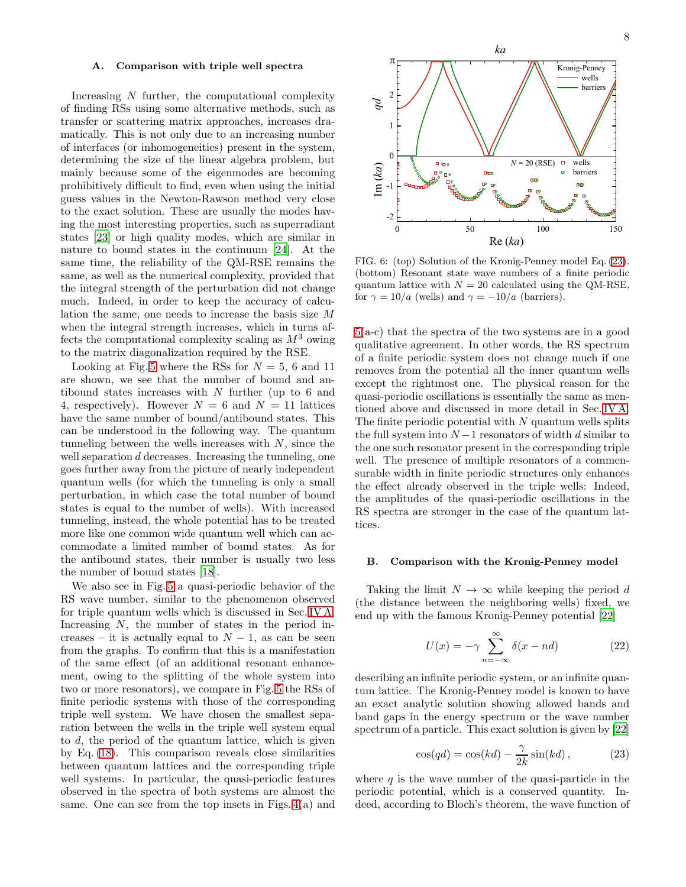### A. Comparison with triple well spectra

Increasing $N$ further, the computational complexity of finding RSs using some alternative methods, such as transfer or scattering matrix approaches, increases dramatically. This is not only due to an increasing number of interfaces (or inhomogeneities) present in the system, determining the size of the linear algebra problem, but mainly because some of the eigenmodes are becoming prohibitively difficult to find, even when using the initial guess values in the Newton-Rawson method very close to the exact solution. These are usually the modes having the most interesting properties, such as superradiant states [23] or high quality modes, which are similar in nature to bound states in the continuum [24]. At the same time, the reliability of the QM-RSE remains the same, as well as the numerical complexity, provided that the integral strength of the perturbation did not change much. Indeed, in order to keep the accuracy of calculation the same, one needs to increase the basis size $M$ when the integral strength increases, which in turns affects the computational complexity scaling as $M^3$ owing to the matrix diagonalization required by the RSE.

Looking at Fig. 5 where the RSs for $N = 5$, 6 and 11 are shown, we see that the number of bound and antibound states increases with $N$ further (up to 6 and 4, respectively). However $N = 6$ and $N = 11$ lattices have the same number of bound/antibound states. This can be understood in the following way. The quantum tunneling between the wells increases with $N$, since the well separation $d$ decreases. Increasing the tunneling, one goes further away from the picture of nearly independent quantum wells (for which the tunneling is only a small perturbation, in which case the total number of bound states is equal to the number of wells). With increased tunneling, instead, the whole potential has to be treated more like one common wide quantum well which can accommodate a limited number of bound states. As for the antibound states, their number is usually two less the number of bound states [18].

We also see in Fig. 5 a quasi-periodic behavior of the RS wave number, similar to the phenomenon observed for triple quantum wells which is discussed in Sec. IV A. Increasing $N$, the number of states in the period increases – it is actually equal to $N - 1$, as can be seen from the graphs. To confirm that this is a manifestation of the same effect (of an additional resonant enhancement, owing to the splitting of the whole system into two or more resonators), we compare in Fig. 5 the RSs of finite periodic systems with those of the corresponding triple well system. We have chosen the smallest separation between the wells in the triple well system equal to $d$, the period of the quantum lattice, which is given by Eq. (18). This comparison reveals close similarities between quantum lattices and the corresponding triple well systems. In particular, the quasi-periodic features observed in the spectra of both systems are almost the same. One can see from the top insets in Figs. 4(a) and 5(a-c) that the spectra of the two systems are in a good qualitative agreement. In other words, the RS spectrum of a finite periodic system does not change much if one removes from the potential all the inner quantum wells except the rightmost one. The physical reason for the quasi-periodic oscillations is essentially the same as mentioned above and discussed in more detail in Sec. IV A. The finite periodic potential with $N$ quantum wells splits the full system into $N-1$ resonators of width $d$ similar to the one such resonator present in the corresponding triple well. The presence of multiple resonators of a commensurable width in finite periodic structures only enhances the effect already observed in the triple wells: Indeed, the amplitudes of the quasi-periodic oscillations in the RS spectra are stronger in the case of the quantum lattices.

ka
π
2
1
0
-1
-2
qd
Im (ka)
Kronig-Penney
wells
barriers
N = 20 (RSE)
wells
barriers
0
50
100
150
Re (ka)

FIG. 6: (top) Solution of the Kronig-Penney model Eq. (23). (bottom) Resonant state wave numbers of a finite periodic quantum lattice with $N = 20$ calculated using the QM-RSE, for $\gamma = 10/a$ (wells) and $\gamma = -10/a$ (barriers).

### B. Comparison with the Kronig-Penney model

Taking the limit $N \to \infty$ while keeping the period $d$ (the distance between the neighboring wells) fixed, we end up with the famous Kronig-Penney potential [22]

$$U(x) = -\gamma \sum_{n=-\infty}^{\infty} \delta(x - nd) \tag{22}$$

describing an infinite periodic system, or an infinite quantum lattice. The Kronig-Penney model is known to have an exact analytic solution showing allowed bands and band gaps in the energy spectrum or the wave number spectrum of a particle. This exact solution is given by [22]

$$\cos(qd) = \cos(kd) - \frac{\gamma}{2k}\sin(kd)\,, \tag{23}$$

where $q$ is the wave number of the quasi-particle in the periodic potential, which is a conserved quantity. Indeed, according to Bloch's theorem, the wave function of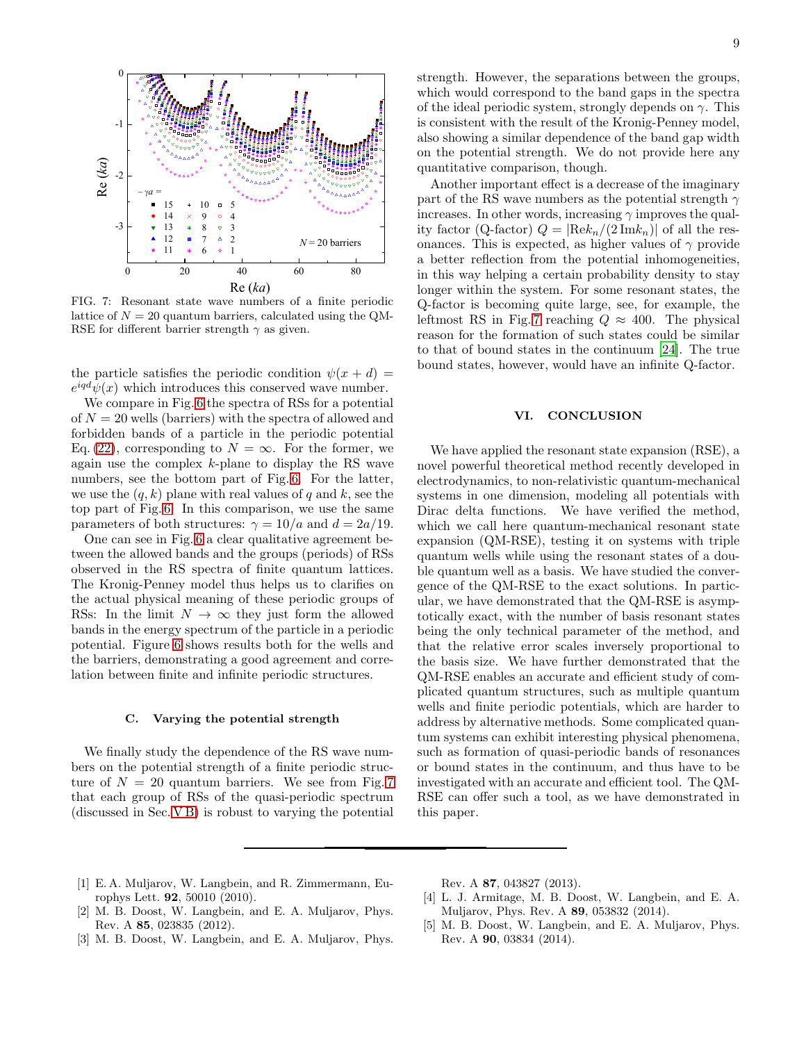0

-1

-2

-3

Re (*ka*)

0 20 40 60 80

Re (*ka*)

$-\gamma a =$

15 10 5
14 9 4
13 8 3
12 7 2
11 6 1

$N = 20$ barriers

FIG. 7: Resonant state wave numbers of a finite periodic lattice of $N = 20$ quantum barriers, calculated using the QM-RSE for different barrier strength $\gamma$ as given.

the particle satisfies the periodic condition $\psi(x + d) = e^{iqd}\psi(x)$ which introduces this conserved wave number.

We compare in Fig. 6 the spectra of RSs for a potential of $N = 20$ wells (barriers) with the spectra of allowed and forbidden bands of a particle in the periodic potential Eq. (22), corresponding to $N = \infty$. For the former, we again use the complex $k$-plane to display the RS wave numbers, see the bottom part of Fig. 6. For the latter, we use the $(q, k)$ plane with real values of $q$ and $k$, see the top part of Fig. 6. In this comparison, we use the same parameters of both structures: $\gamma = 10/a$ and $d = 2a/19$.

One can see in Fig. 6 a clear qualitative agreement between the allowed bands and the groups (periods) of RSs observed in the RS spectra of finite quantum lattices. The Kronig-Penney model thus helps us to clarifies on the actual physical meaning of these periodic groups of RSs: In the limit $N \to \infty$ they just form the allowed bands in the energy spectrum of the particle in a periodic potential. Figure 6 shows results both for the wells and the barriers, demonstrating a good agreement and correlation between finite and infinite periodic structures.

### C. Varying the potential strength

We finally study the dependence of the RS wave numbers on the potential strength of a finite periodic structure of $N = 20$ quantum barriers. We see from Fig. 7 that each group of RSs of the quasi-periodic spectrum (discussed in Sec. V B) is robust to varying the potential strength. However, the separations between the groups, which would correspond to the band gaps in the spectra of the ideal periodic system, strongly depends on $\gamma$. This is consistent with the result of the Kronig-Penney model, also showing a similar dependence of the band gap width on the potential strength. We do not provide here any quantitative comparison, though.

Another important effect is a decrease of the imaginary part of the RS wave numbers as the potential strength $\gamma$ increases. In other words, increasing $\gamma$ improves the quality factor (Q-factor) $Q = |\text{Re}k_n/(2\,\text{Im}k_n)|$ of all the resonances. This is expected, as higher values of $\gamma$ provide a better reflection from the potential inhomogeneities, in this way helping a certain probability density to stay longer within the system. For some resonant states, the Q-factor is becoming quite large, see, for example, the leftmost RS in Fig. 7 reaching $Q \approx 400$. The physical reason for the formation of such states could be similar to that of bound states in the continuum [24]. The true bound states, however, would have an infinite Q-factor.

## VI. CONCLUSION

We have applied the resonant state expansion (RSE), a novel powerful theoretical method recently developed in electrodynamics, to non-relativistic quantum-mechanical systems in one dimension, modeling all potentials with Dirac delta functions. We have verified the method, which we call here quantum-mechanical resonant state expansion (QM-RSE), testing it on systems with triple quantum wells while using the resonant states of a double quantum well as a basis. We have studied the convergence of the QM-RSE to the exact solutions. In particular, we have demonstrated that the QM-RSE is asymptotically exact, with the number of basis resonant states being the only technical parameter of the method, and that the relative error scales inversely proportional to the basis size. We have further demonstrated that the QM-RSE enables an accurate and efficient study of complicated quantum structures, such as multiple quantum wells and finite periodic potentials, which are harder to address by alternative methods. Some complicated quantum systems can exhibit interesting physical phenomena, such as formation of quasi-periodic bands of resonances or bound states in the continuum, and thus have to be investigated with an accurate and efficient tool. The QM-RSE can offer such a tool, as we have demonstrated in this paper.

---

[1] E. A. Muljarov, W. Langbein, and R. Zimmermann, Europhys Lett. **92**, 50010 (2010).

[2] M. B. Doost, W. Langbein, and E. A. Muljarov, Phys. Rev. A **85**, 023835 (2012).

[3] M. B. Doost, W. Langbein, and E. A. Muljarov, Phys. Rev. A **87**, 043827 (2013).

[4] L. J. Armitage, M. B. Doost, W. Langbein, and E. A. Muljarov, Phys. Rev. A **89**, 053832 (2014).

[5] M. B. Doost, W. Langbein, and E. A. Muljarov, Phys. Rev. A **90**, 03834 (2014).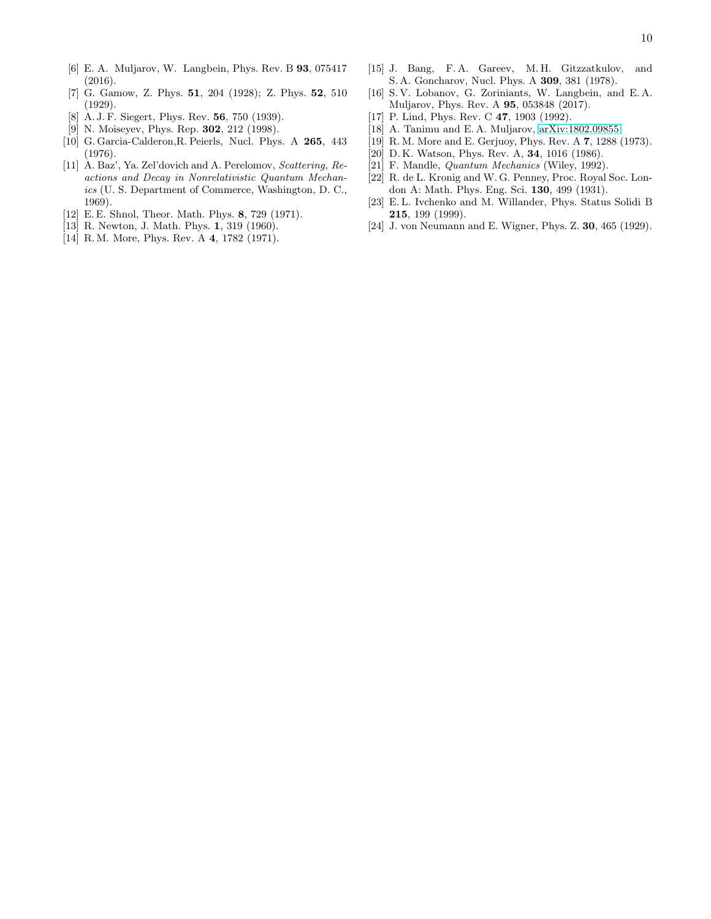[6] E. A. Muljarov, W. Langbein, Phys. Rev. B **93**, 075417 (2016).

[7] G. Gamow, Z. Phys. **51**, 204 (1928); Z. Phys. **52**, 510 (1929).

[8] A. J. F. Siegert, Phys. Rev. **56**, 750 (1939).

[9] N. Moiseyev, Phys. Rep. **302**, 212 (1998).

[10] G. Garcia-Calderon,R. Peierls, Nucl. Phys. A **265**, 443 (1976).

[11] A. Baz', Ya. Zel'dovich and A. Perelomov, *Scattering, Reactions and Decay in Nonrelativistic Quantum Mechanics* (U. S. Department of Commerce, Washington, D. C., 1969).

[12] E. E. Shnol, Theor. Math. Phys. **8**, 729 (1971).

[13] R. Newton, J. Math. Phys. **1**, 319 (1960).

[14] R. M. More, Phys. Rev. A **4**, 1782 (1971).

[15] J. Bang, F. A. Gareev, M. H. Gitzzatkulov, and S. A. Goncharov, Nucl. Phys. A **309**, 381 (1978).

[16] S. V. Lobanov, G. Zoriniants, W. Langbein, and E. A. Muljarov, Phys. Rev. A **95**, 053848 (2017).

[17] P. Lind, Phys. Rev. C **47**, 1903 (1992).

[18] A. Tanimu and E. A. Muljarov, arXiv:1802.09855

[19] R. M. More and E. Gerjuoy, Phys. Rev. A **7**, 1288 (1973).

[20] D. K. Watson, Phys. Rev. A, **34**, 1016 (1986).

[21] F. Mandle, *Quantum Mechanics* (Wiley, 1992).

[22] R. de L. Kronig and W. G. Penney, Proc. Royal Soc. London A: Math. Phys. Eng. Sci. **130**, 499 (1931).

[23] E. L. Ivchenko and M. Willander, Phys. Status Solidi B **215**, 199 (1999).

[24] J. von Neumann and E. Wigner, Phys. Z. **30**, 465 (1929).